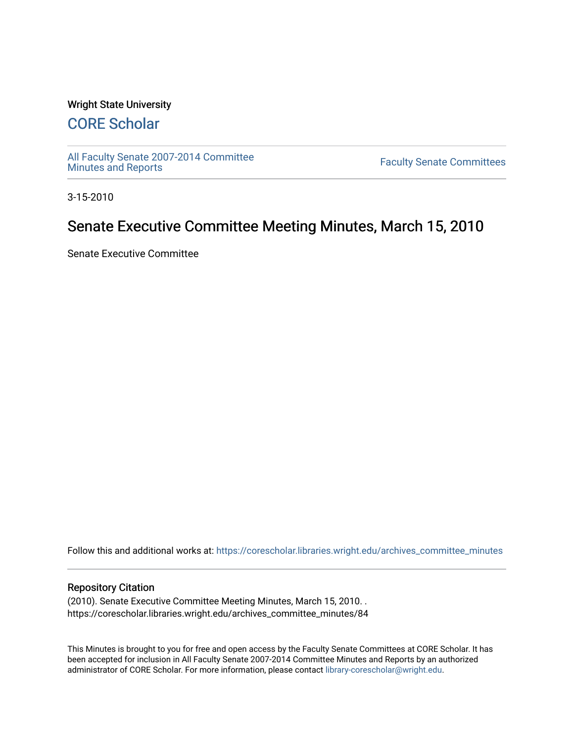Wright State University

# CORE Scholar

All Faculty Senate 2007-2014 Committee Minutes and Reports

Faculty Senate Committees

3-15-2010

# Senate Executive Committee Meeting Minutes, March 15, 2010

Senate Executive Committee

Follow this and additional works at: https://corescholar.libraries.wright.edu/archives_committee_minutes

## Repository Citation

(2010). Senate Executive Committee Meeting Minutes, March 15, 2010. .
https://corescholar.libraries.wright.edu/archives_committee_minutes/84

This Minutes is brought to you for free and open access by the Faculty Senate Committees at CORE Scholar. It has been accepted for inclusion in All Faculty Senate 2007-2014 Committee Minutes and Reports by an authorized administrator of CORE Scholar. For more information, please contact library-corescholar@wright.edu.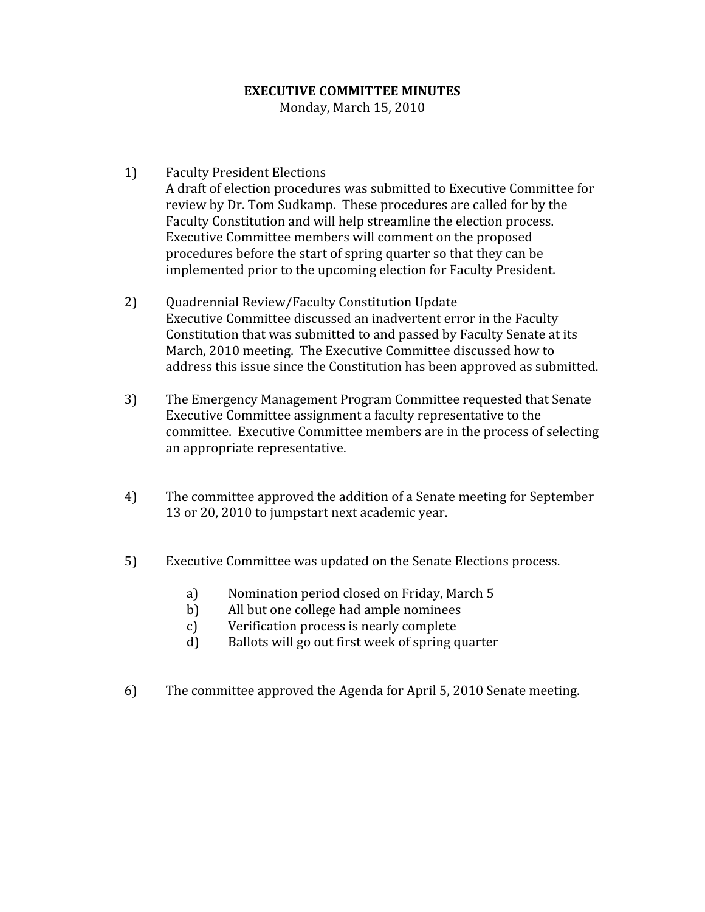**EXECUTIVE COMMITTEE MINUTES**

Monday, March 15, 2010

1) Faculty President Elections
   A draft of election procedures was submitted to Executive Committee for review by Dr. Tom Sudkamp. These procedures are called for by the Faculty Constitution and will help streamline the election process. Executive Committee members will comment on the proposed procedures before the start of spring quarter so that they can be implemented prior to the upcoming election for Faculty President.

2) Quadrennial Review/Faculty Constitution Update
   Executive Committee discussed an inadvertent error in the Faculty Constitution that was submitted to and passed by Faculty Senate at its March, 2010 meeting. The Executive Committee discussed how to address this issue since the Constitution has been approved as submitted.

3) The Emergency Management Program Committee requested that Senate Executive Committee assignment a faculty representative to the committee. Executive Committee members are in the process of selecting an appropriate representative.

4) The committee approved the addition of a Senate meeting for September 13 or 20, 2010 to jumpstart next academic year.

5) Executive Committee was updated on the Senate Elections process.

   a) Nomination period closed on Friday, March 5
   b) All but one college had ample nominees
   c) Verification process is nearly complete
   d) Ballots will go out first week of spring quarter

6) The committee approved the Agenda for April 5, 2010 Senate meeting.